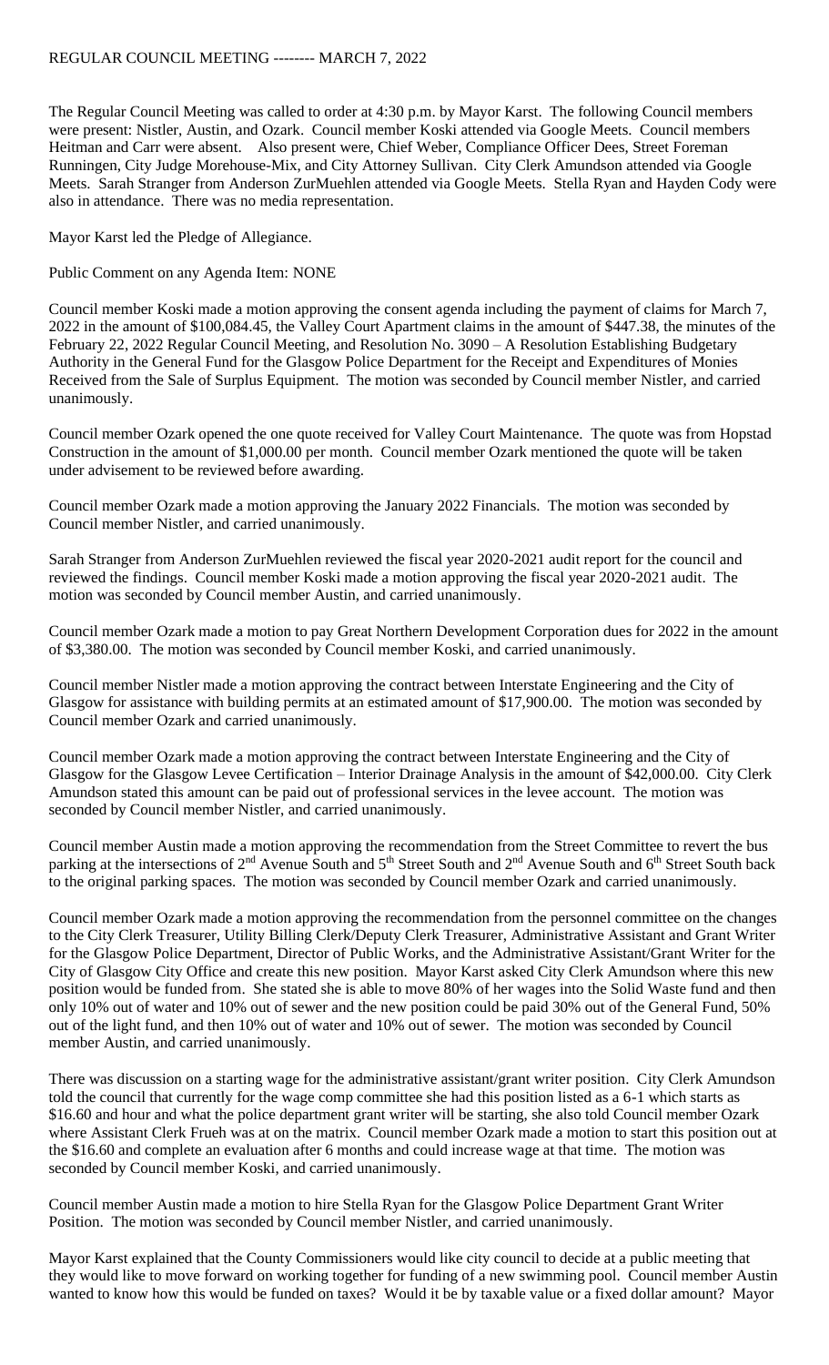REGULAR COUNCIL MEETING -------- MARCH 7, 2022

The Regular Council Meeting was called to order at 4:30 p.m. by Mayor Karst. The following Council members were present: Nistler, Austin, and Ozark. Council member Koski attended via Google Meets. Council members Heitman and Carr were absent. Also present were, Chief Weber, Compliance Officer Dees, Street Foreman Runningen, City Judge Morehouse-Mix, and City Attorney Sullivan. City Clerk Amundson attended via Google Meets. Sarah Stranger from Anderson ZurMuehlen attended via Google Meets. Stella Ryan and Hayden Cody were also in attendance. There was no media representation.

Mayor Karst led the Pledge of Allegiance.

Public Comment on any Agenda Item: NONE

Council member Koski made a motion approving the consent agenda including the payment of claims for March 7, 2022 in the amount of $100,084.45, the Valley Court Apartment claims in the amount of $447.38, the minutes of the February 22, 2022 Regular Council Meeting, and Resolution No. 3090 – A Resolution Establishing Budgetary Authority in the General Fund for the Glasgow Police Department for the Receipt and Expenditures of Monies Received from the Sale of Surplus Equipment. The motion was seconded by Council member Nistler, and carried unanimously.

Council member Ozark opened the one quote received for Valley Court Maintenance. The quote was from Hopstad Construction in the amount of $1,000.00 per month. Council member Ozark mentioned the quote will be taken under advisement to be reviewed before awarding.

Council member Ozark made a motion approving the January 2022 Financials. The motion was seconded by Council member Nistler, and carried unanimously.

Sarah Stranger from Anderson ZurMuehlen reviewed the fiscal year 2020-2021 audit report for the council and reviewed the findings. Council member Koski made a motion approving the fiscal year 2020-2021 audit. The motion was seconded by Council member Austin, and carried unanimously.

Council member Ozark made a motion to pay Great Northern Development Corporation dues for 2022 in the amount of $3,380.00. The motion was seconded by Council member Koski, and carried unanimously.

Council member Nistler made a motion approving the contract between Interstate Engineering and the City of Glasgow for assistance with building permits at an estimated amount of $17,900.00. The motion was seconded by Council member Ozark and carried unanimously.

Council member Ozark made a motion approving the contract between Interstate Engineering and the City of Glasgow for the Glasgow Levee Certification – Interior Drainage Analysis in the amount of $42,000.00. City Clerk Amundson stated this amount can be paid out of professional services in the levee account. The motion was seconded by Council member Nistler, and carried unanimously.

Council member Austin made a motion approving the recommendation from the Street Committee to revert the bus parking at the intersections of 2nd Avenue South and 5th Street South and 2nd Avenue South and 6th Street South back to the original parking spaces. The motion was seconded by Council member Ozark and carried unanimously.

Council member Ozark made a motion approving the recommendation from the personnel committee on the changes to the City Clerk Treasurer, Utility Billing Clerk/Deputy Clerk Treasurer, Administrative Assistant and Grant Writer for the Glasgow Police Department, Director of Public Works, and the Administrative Assistant/Grant Writer for the City of Glasgow City Office and create this new position. Mayor Karst asked City Clerk Amundson where this new position would be funded from. She stated she is able to move 80% of her wages into the Solid Waste fund and then only 10% out of water and 10% out of sewer and the new position could be paid 30% out of the General Fund, 50% out of the light fund, and then 10% out of water and 10% out of sewer. The motion was seconded by Council member Austin, and carried unanimously.

There was discussion on a starting wage for the administrative assistant/grant writer position. City Clerk Amundson told the council that currently for the wage comp committee she had this position listed as a 6-1 which starts as $16.60 and hour and what the police department grant writer will be starting, she also told Council member Ozark where Assistant Clerk Frueh was at on the matrix. Council member Ozark made a motion to start this position out at the $16.60 and complete an evaluation after 6 months and could increase wage at that time. The motion was seconded by Council member Koski, and carried unanimously.

Council member Austin made a motion to hire Stella Ryan for the Glasgow Police Department Grant Writer Position. The motion was seconded by Council member Nistler, and carried unanimously.

Mayor Karst explained that the County Commissioners would like city council to decide at a public meeting that they would like to move forward on working together for funding of a new swimming pool. Council member Austin wanted to know how this would be funded on taxes? Would it be by taxable value or a fixed dollar amount? Mayor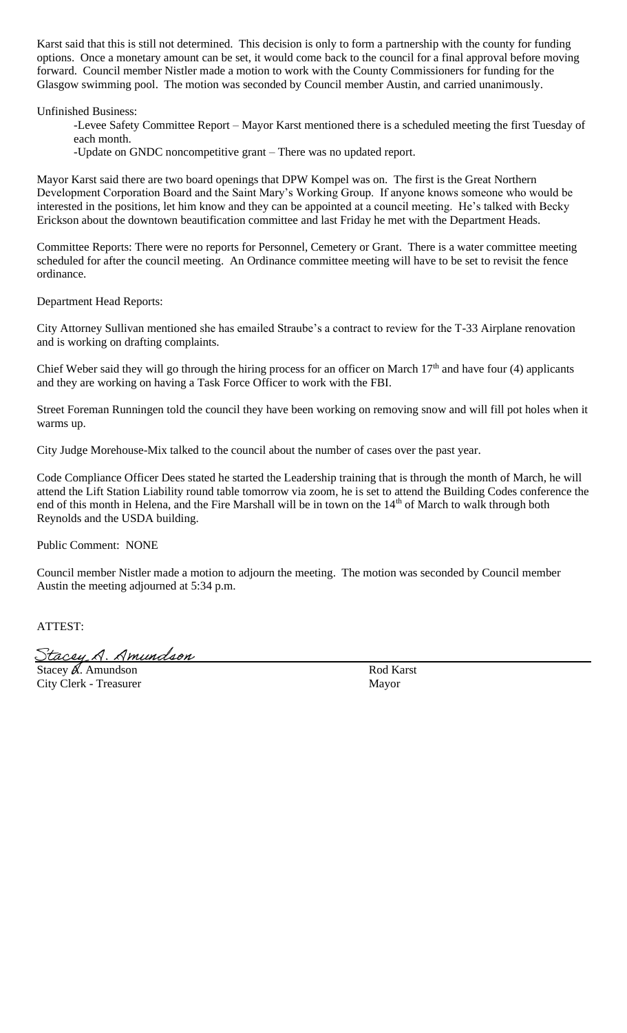Karst said that this is still not determined. This decision is only to form a partnership with the county for funding options. Once a monetary amount can be set, it would come back to the council for a final approval before moving forward. Council member Nistler made a motion to work with the County Commissioners for funding for the Glasgow swimming pool. The motion was seconded by Council member Austin, and carried unanimously.

Unfinished Business:

-Levee Safety Committee Report – Mayor Karst mentioned there is a scheduled meeting the first Tuesday of each month.

-Update on GNDC noncompetitive grant – There was no updated report.

Mayor Karst said there are two board openings that DPW Kompel was on. The first is the Great Northern Development Corporation Board and the Saint Mary's Working Group. If anyone knows someone who would be interested in the positions, let him know and they can be appointed at a council meeting. He's talked with Becky Erickson about the downtown beautification committee and last Friday he met with the Department Heads.

Committee Reports: There were no reports for Personnel, Cemetery or Grant. There is a water committee meeting scheduled for after the council meeting. An Ordinance committee meeting will have to be set to revisit the fence ordinance.

Department Head Reports:

City Attorney Sullivan mentioned she has emailed Straube's a contract to review for the T-33 Airplane renovation and is working on drafting complaints.

Chief Weber said they will go through the hiring process for an officer on March 17th and have four (4) applicants and they are working on having a Task Force Officer to work with the FBI.

Street Foreman Runningen told the council they have been working on removing snow and will fill pot holes when it warms up.

City Judge Morehouse-Mix talked to the council about the number of cases over the past year.

Code Compliance Officer Dees stated he started the Leadership training that is through the month of March, he will attend the Lift Station Liability round table tomorrow via zoom, he is set to attend the Building Codes conference the end of this month in Helena, and the Fire Marshall will be in town on the 14th of March to walk through both Reynolds and the USDA building.

Public Comment: NONE

Council member Nistler made a motion to adjourn the meeting. The motion was seconded by Council member Austin the meeting adjourned at 5:34 p.m.

ATTEST:

*Stacey A. Amundson*

Stacey A. Amundson
City Clerk - Treasurer

Rod Karst
Mayor